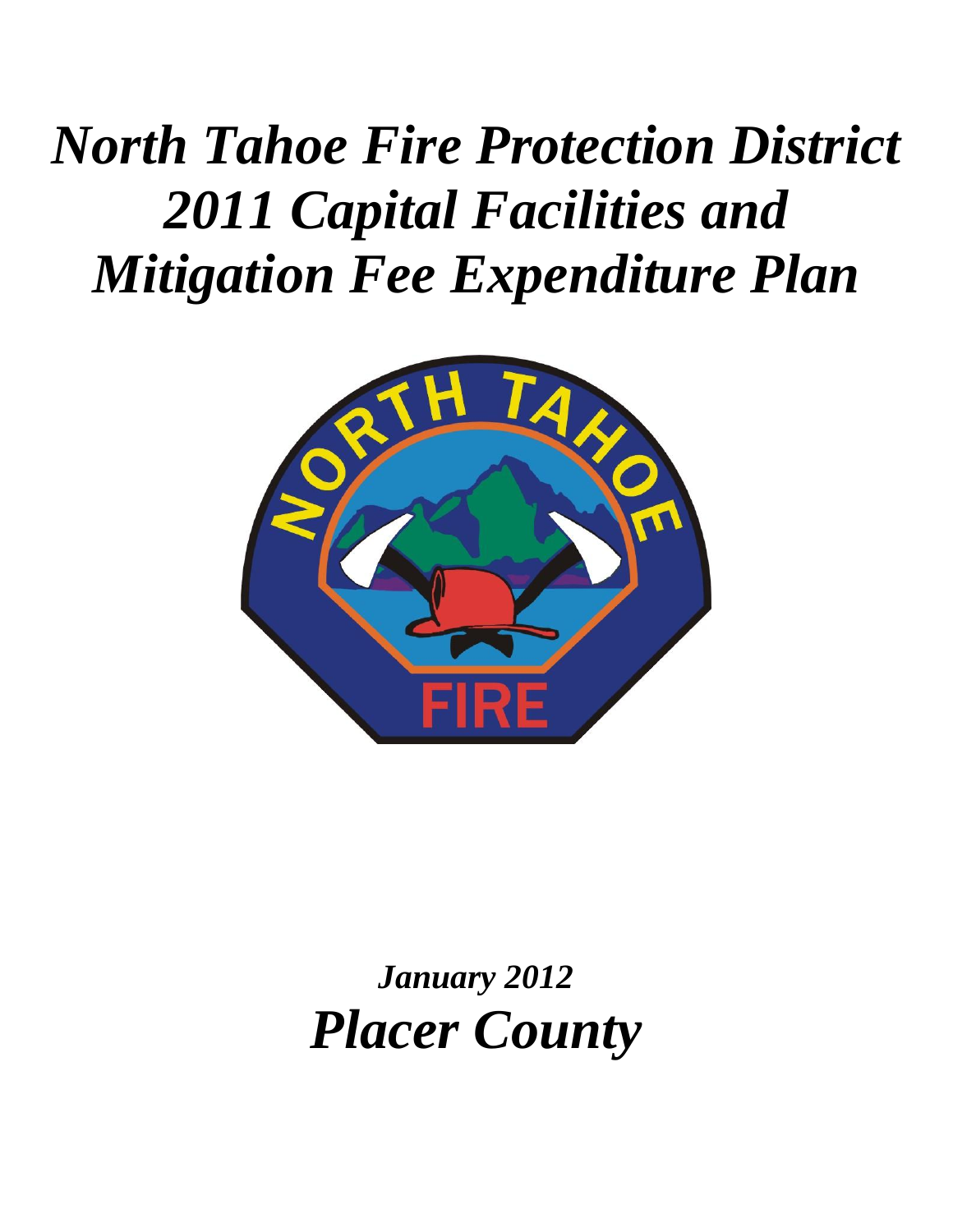# *North Tahoe Fire Protection District 2011 Capital Facilities and Mitigation Fee Expenditure Plan*

***January 2012***

# *Placer County*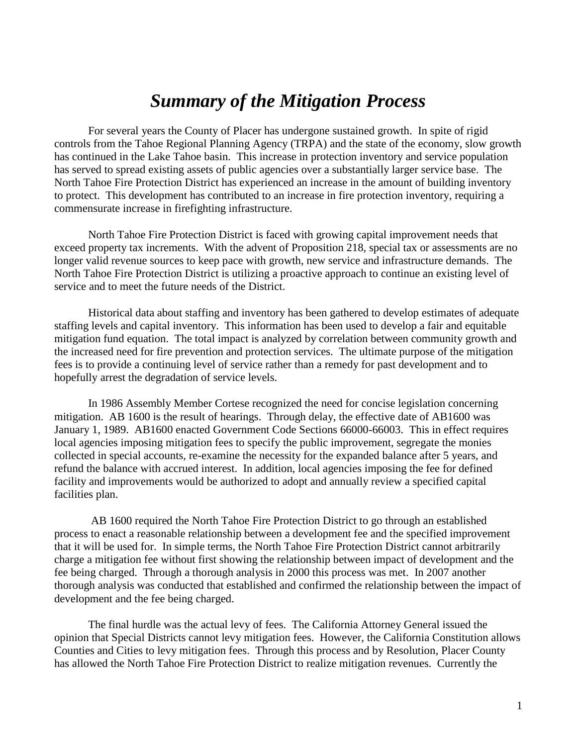# *Summary of the Mitigation Process*

For several years the County of Placer has undergone sustained growth. In spite of rigid controls from the Tahoe Regional Planning Agency (TRPA) and the state of the economy, slow growth has continued in the Lake Tahoe basin. This increase in protection inventory and service population has served to spread existing assets of public agencies over a substantially larger service base. The North Tahoe Fire Protection District has experienced an increase in the amount of building inventory to protect. This development has contributed to an increase in fire protection inventory, requiring a commensurate increase in firefighting infrastructure.

North Tahoe Fire Protection District is faced with growing capital improvement needs that exceed property tax increments. With the advent of Proposition 218, special tax or assessments are no longer valid revenue sources to keep pace with growth, new service and infrastructure demands. The North Tahoe Fire Protection District is utilizing a proactive approach to continue an existing level of service and to meet the future needs of the District.

Historical data about staffing and inventory has been gathered to develop estimates of adequate staffing levels and capital inventory. This information has been used to develop a fair and equitable mitigation fund equation. The total impact is analyzed by correlation between community growth and the increased need for fire prevention and protection services. The ultimate purpose of the mitigation fees is to provide a continuing level of service rather than a remedy for past development and to hopefully arrest the degradation of service levels.

In 1986 Assembly Member Cortese recognized the need for concise legislation concerning mitigation. AB 1600 is the result of hearings. Through delay, the effective date of AB1600 was January 1, 1989. AB1600 enacted Government Code Sections 66000-66003. This in effect requires local agencies imposing mitigation fees to specify the public improvement, segregate the monies collected in special accounts, re-examine the necessity for the expanded balance after 5 years, and refund the balance with accrued interest. In addition, local agencies imposing the fee for defined facility and improvements would be authorized to adopt and annually review a specified capital facilities plan.

AB 1600 required the North Tahoe Fire Protection District to go through an established process to enact a reasonable relationship between a development fee and the specified improvement that it will be used for. In simple terms, the North Tahoe Fire Protection District cannot arbitrarily charge a mitigation fee without first showing the relationship between impact of development and the fee being charged. Through a thorough analysis in 2000 this process was met. In 2007 another thorough analysis was conducted that established and confirmed the relationship between the impact of development and the fee being charged.

The final hurdle was the actual levy of fees. The California Attorney General issued the opinion that Special Districts cannot levy mitigation fees. However, the California Constitution allows Counties and Cities to levy mitigation fees. Through this process and by Resolution, Placer County has allowed the North Tahoe Fire Protection District to realize mitigation revenues. Currently the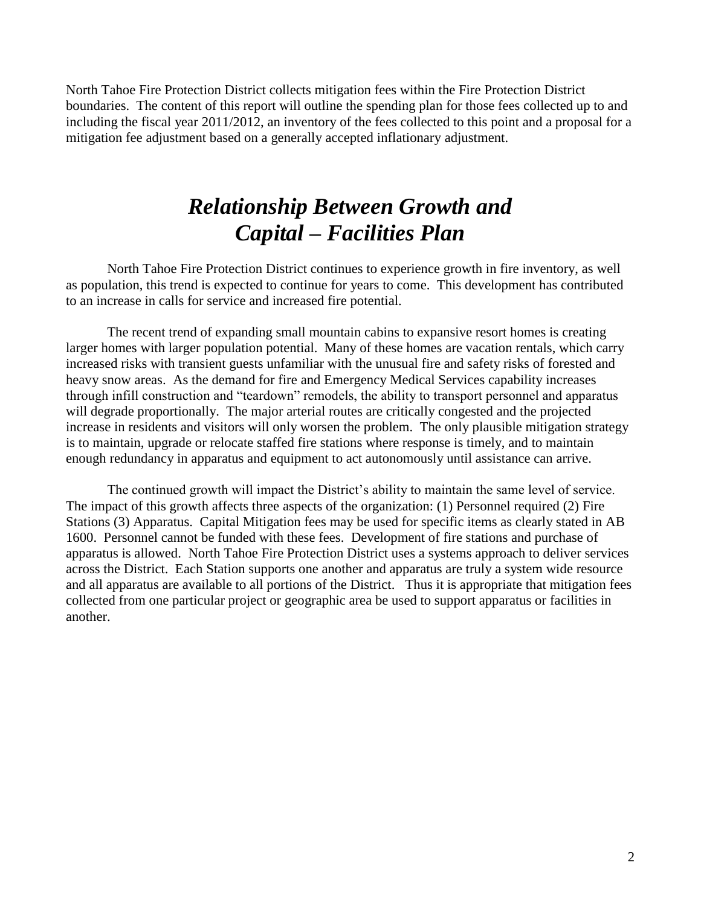North Tahoe Fire Protection District collects mitigation fees within the Fire Protection District boundaries. The content of this report will outline the spending plan for those fees collected up to and including the fiscal year 2011/2012, an inventory of the fees collected to this point and a proposal for a mitigation fee adjustment based on a generally accepted inflationary adjustment.

# *Relationship Between Growth and Capital – Facilities Plan*

North Tahoe Fire Protection District continues to experience growth in fire inventory, as well as population, this trend is expected to continue for years to come. This development has contributed to an increase in calls for service and increased fire potential.

The recent trend of expanding small mountain cabins to expansive resort homes is creating larger homes with larger population potential. Many of these homes are vacation rentals, which carry increased risks with transient guests unfamiliar with the unusual fire and safety risks of forested and heavy snow areas. As the demand for fire and Emergency Medical Services capability increases through infill construction and "teardown" remodels, the ability to transport personnel and apparatus will degrade proportionally. The major arterial routes are critically congested and the projected increase in residents and visitors will only worsen the problem. The only plausible mitigation strategy is to maintain, upgrade or relocate staffed fire stations where response is timely, and to maintain enough redundancy in apparatus and equipment to act autonomously until assistance can arrive.

The continued growth will impact the District's ability to maintain the same level of service. The impact of this growth affects three aspects of the organization: (1) Personnel required (2) Fire Stations (3) Apparatus. Capital Mitigation fees may be used for specific items as clearly stated in AB 1600. Personnel cannot be funded with these fees. Development of fire stations and purchase of apparatus is allowed. North Tahoe Fire Protection District uses a systems approach to deliver services across the District. Each Station supports one another and apparatus are truly a system wide resource and all apparatus are available to all portions of the District. Thus it is appropriate that mitigation fees collected from one particular project or geographic area be used to support apparatus or facilities in another.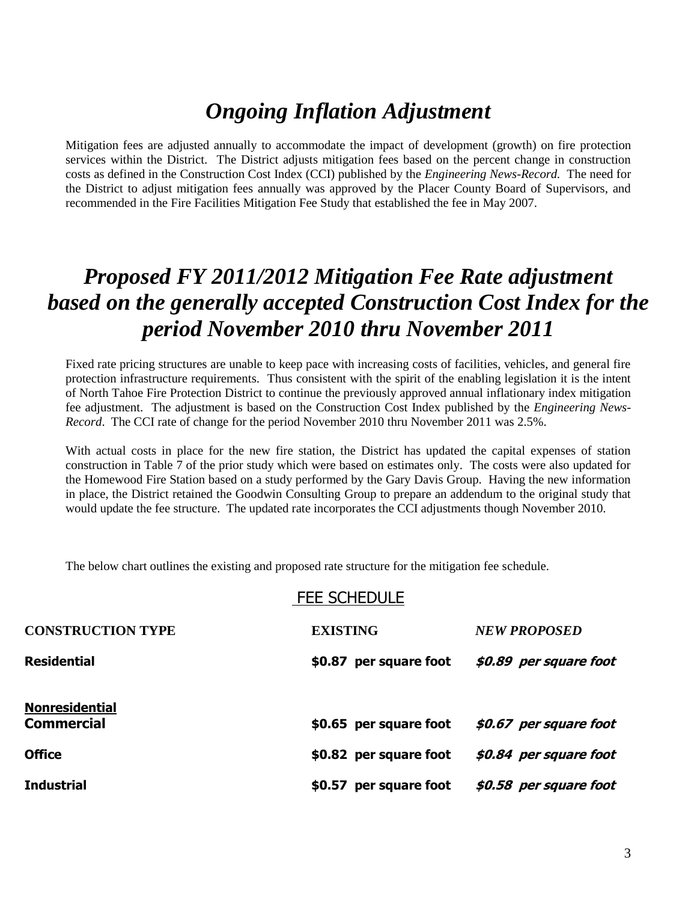# *Ongoing Inflation Adjustment*

Mitigation fees are adjusted annually to accommodate the impact of development (growth) on fire protection services within the District. The District adjusts mitigation fees based on the percent change in construction costs as defined in the Construction Cost Index (CCI) published by the *Engineering News-Record.* The need for the District to adjust mitigation fees annually was approved by the Placer County Board of Supervisors, and recommended in the Fire Facilities Mitigation Fee Study that established the fee in May 2007.

# *Proposed FY 2011/2012 Mitigation Fee Rate adjustment based on the generally accepted Construction Cost Index for the period November 2010 thru November 2011*

Fixed rate pricing structures are unable to keep pace with increasing costs of facilities, vehicles, and general fire protection infrastructure requirements. Thus consistent with the spirit of the enabling legislation it is the intent of North Tahoe Fire Protection District to continue the previously approved annual inflationary index mitigation fee adjustment. The adjustment is based on the Construction Cost Index published by the *Engineering News-Record*. The CCI rate of change for the period November 2010 thru November 2011 was 2.5%.

With actual costs in place for the new fire station, the District has updated the capital expenses of station construction in Table 7 of the prior study which were based on estimates only. The costs were also updated for the Homewood Fire Station based on a study performed by the Gary Davis Group. Having the new information in place, the District retained the Goodwin Consulting Group to prepare an addendum to the original study that would update the fee structure. The updated rate incorporates the CCI adjustments though November 2010.

The below chart outlines the existing and proposed rate structure for the mitigation fee schedule.

## FEE SCHEDULE

| **CONSTRUCTION TYPE** | **EXISTING** | ***NEW PROPOSED*** |
|---|---|---|
| **Residential** | **$0.87 per square foot** | ***$0.89 per square foot*** |
| **Nonresidential** | | |
| **Commercial** | **$0.65 per square foot** | ***$0.67 per square foot*** |
| **Office** | **$0.82 per square foot** | ***$0.84 per square foot*** |
| **Industrial** | **$0.57 per square foot** | ***$0.58 per square foot*** |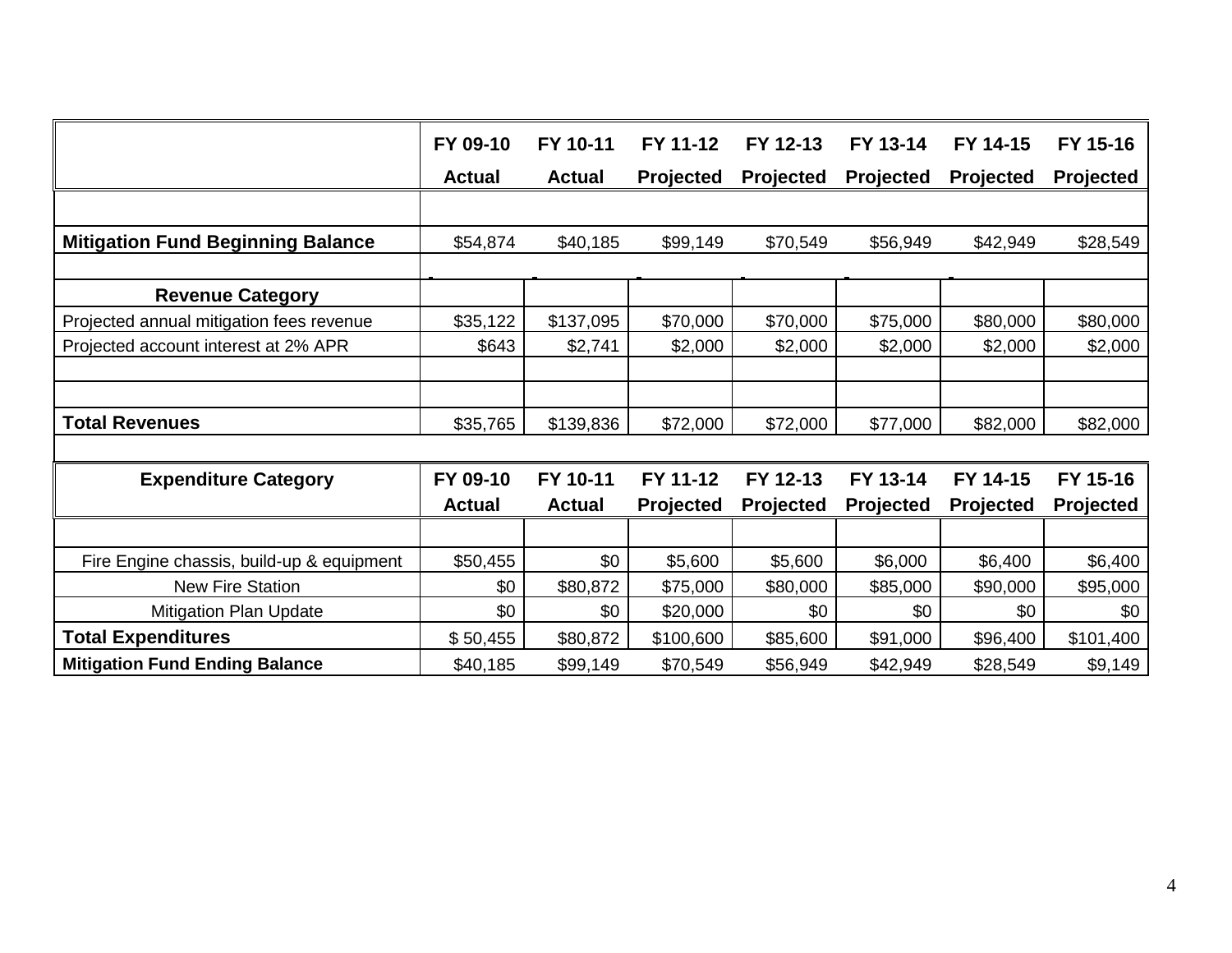| | FY 09-10 Actual | FY 10-11 Actual | FY 11-12 Projected | FY 12-13 Projected | FY 13-14 Projected | FY 14-15 Projected | FY 15-16 Projected |
|---|---|---|---|---|---|---|---|
| **Mitigation Fund Beginning Balance** | $54,874 | $40,185 | $99,149 | $70,549 | $56,949 | $42,949 | $28,549 |
| **Revenue Category** | | | | | | | |
| Projected annual mitigation fees revenue | $35,122 | $137,095 | $70,000 | $70,000 | $75,000 | $80,000 | $80,000 |
| Projected account interest at 2% APR | $643 | $2,741 | $2,000 | $2,000 | $2,000 | $2,000 | $2,000 |
| **Total Revenues** | $35,765 | $139,836 | $72,000 | $72,000 | $77,000 | $82,000 | $82,000 |

| **Expenditure Category** | FY 09-10 Actual | FY 10-11 Actual | FY 11-12 Projected | FY 12-13 Projected | FY 13-14 Projected | FY 14-15 Projected | FY 15-16 Projected |
|---|---|---|---|---|---|---|---|
| Fire Engine chassis, build-up & equipment | $50,455 | $0 | $5,600 | $5,600 | $6,000 | $6,400 | $6,400 |
| New Fire Station | $0 | $80,872 | $75,000 | $80,000 | $85,000 | $90,000 | $95,000 |
| Mitigation Plan Update | $0 | $0 | $20,000 | $0 | $0 | $0 | $0 |
| **Total Expenditures** | $ 50,455 | $80,872 | $100,600 | $85,600 | $91,000 | $96,400 | $101,400 |
| **Mitigation Fund Ending Balance** | $40,185 | $99,149 | $70,549 | $56,949 | $42,949 | $28,549 | $9,149 |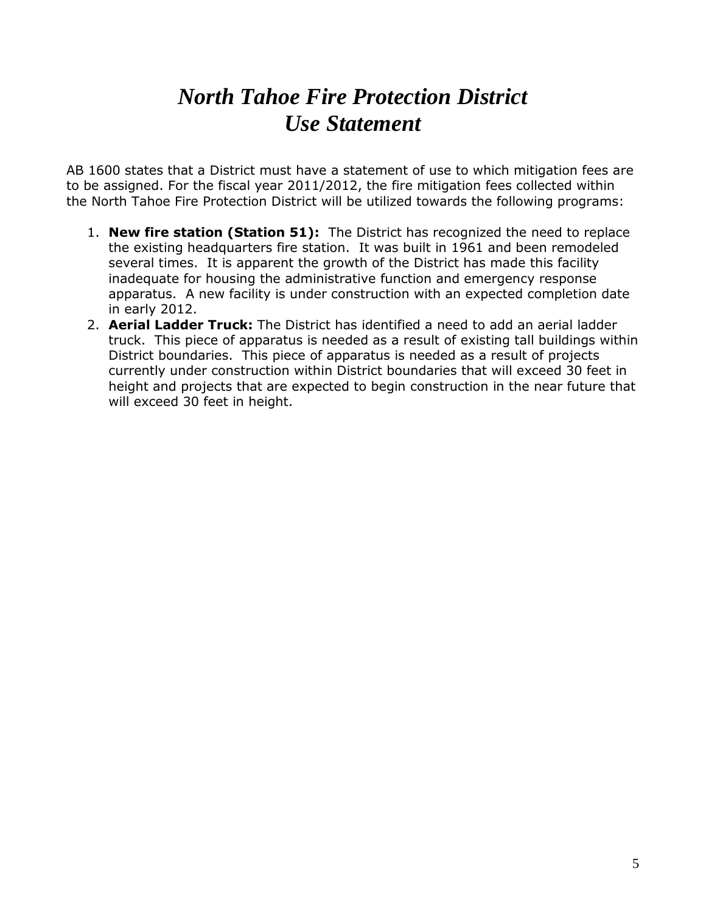# *North Tahoe Fire Protection District Use Statement*

AB 1600 states that a District must have a statement of use to which mitigation fees are to be assigned. For the fiscal year 2011/2012, the fire mitigation fees collected within the North Tahoe Fire Protection District will be utilized towards the following programs:

1. **New fire station (Station 51):** The District has recognized the need to replace the existing headquarters fire station. It was built in 1961 and been remodeled several times. It is apparent the growth of the District has made this facility inadequate for housing the administrative function and emergency response apparatus. A new facility is under construction with an expected completion date in early 2012.
2. **Aerial Ladder Truck:** The District has identified a need to add an aerial ladder truck. This piece of apparatus is needed as a result of existing tall buildings within District boundaries. This piece of apparatus is needed as a result of projects currently under construction within District boundaries that will exceed 30 feet in height and projects that are expected to begin construction in the near future that will exceed 30 feet in height.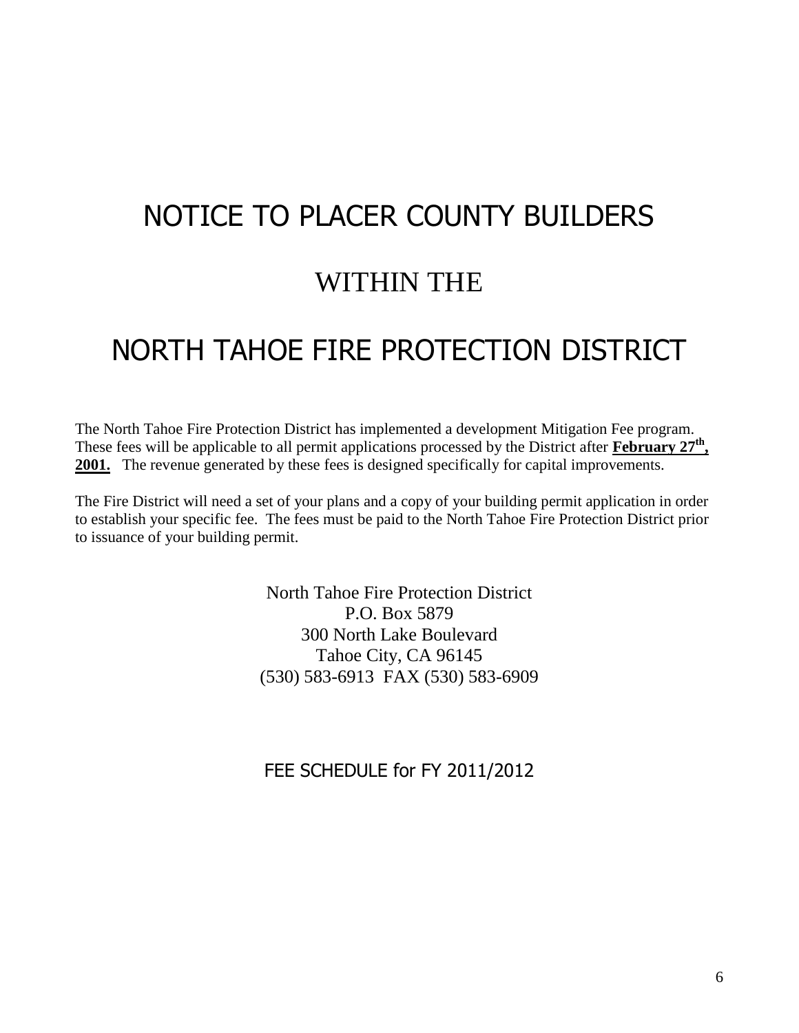# NOTICE TO PLACER COUNTY BUILDERS

# WITHIN THE

# NORTH TAHOE FIRE PROTECTION DISTRICT

The North Tahoe Fire Protection District has implemented a development Mitigation Fee program. These fees will be applicable to all permit applications processed by the District after **February 27th, 2001.** The revenue generated by these fees is designed specifically for capital improvements.

The Fire District will need a set of your plans and a copy of your building permit application in order to establish your specific fee. The fees must be paid to the North Tahoe Fire Protection District prior to issuance of your building permit.

North Tahoe Fire Protection District
P.O. Box 5879
300 North Lake Boulevard
Tahoe City, CA 96145
(530) 583-6913 FAX (530) 583-6909

FEE SCHEDULE for FY 2011/2012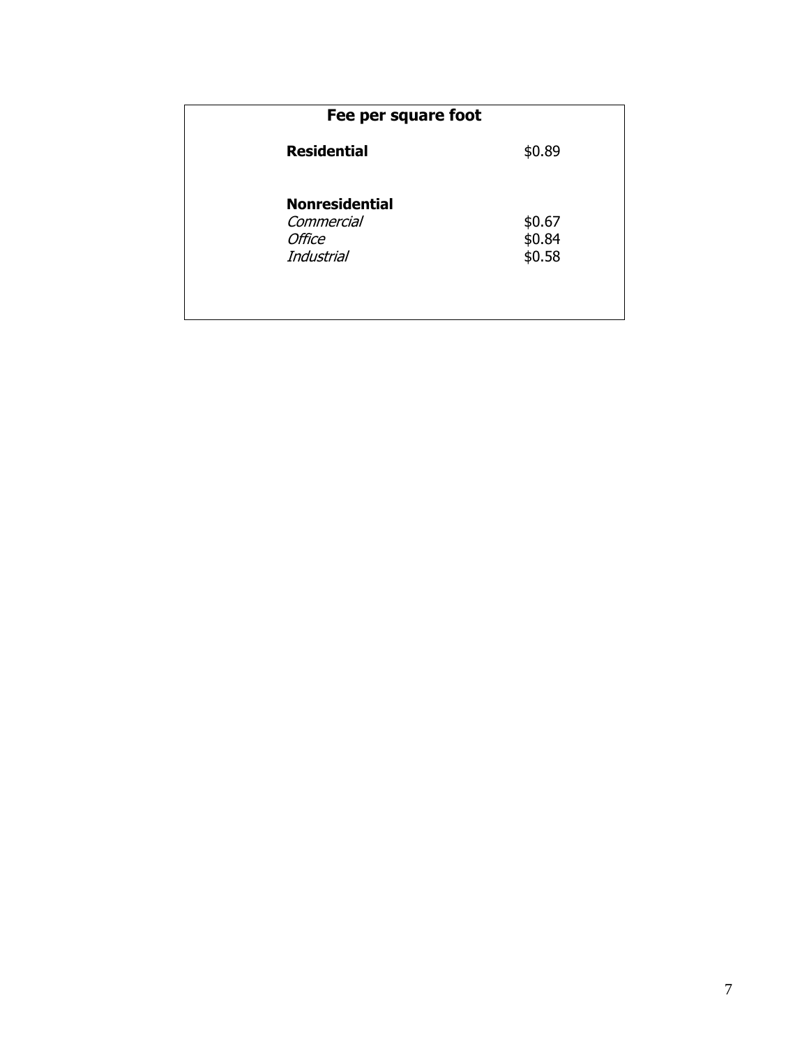| Fee per square foot | |
|---|---|
| **Residential** | $0.89 |
| | |
| **Nonresidential** | |
| *Commercial* | $0.67 |
| *Office* | $0.84 |
| *Industrial* | $0.58 |